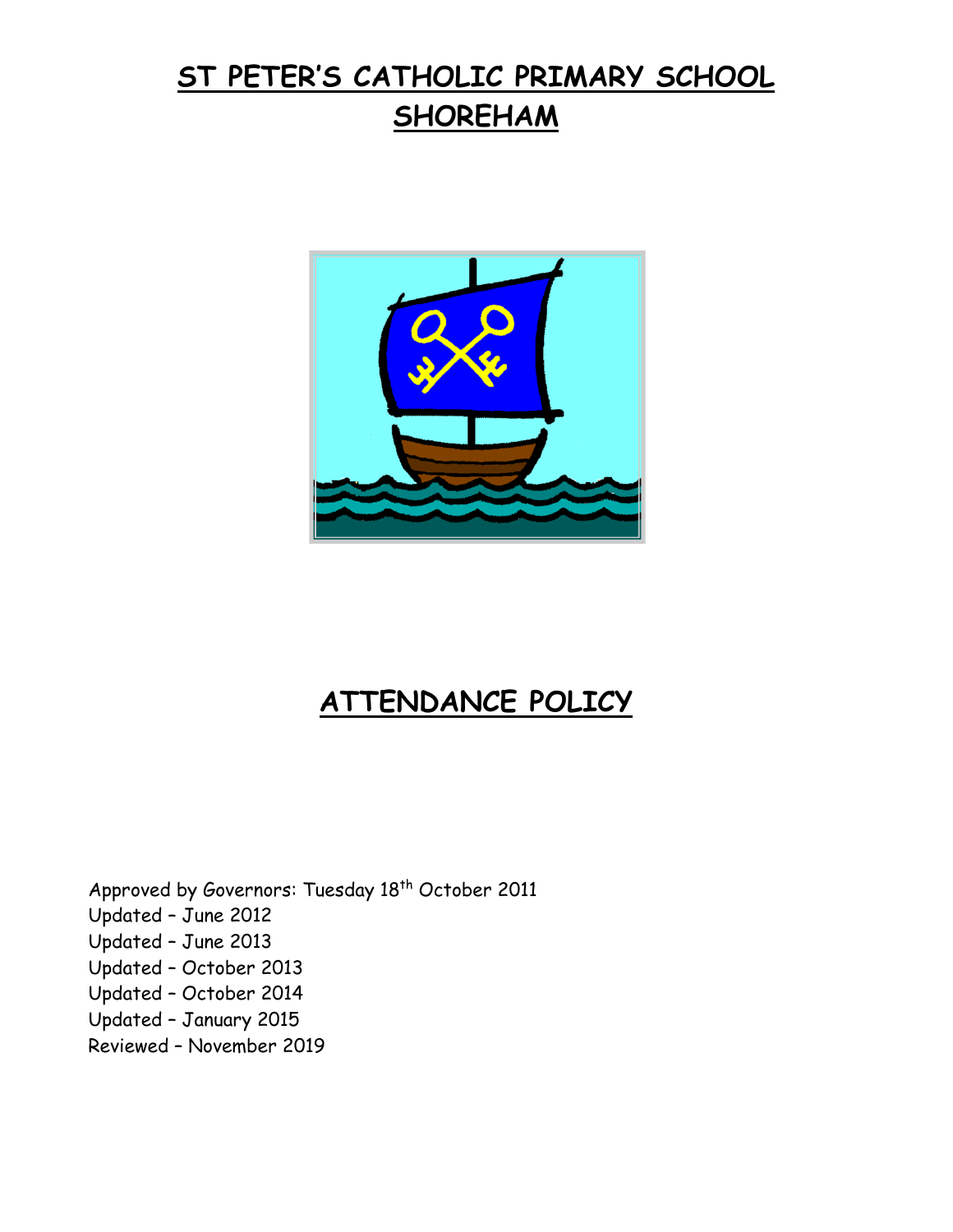# ST PETER'S CATHOLIC PRIMARY SCHOOL SHOREHAM

# ATTENDANCE POLICY

Approved by Governors: Tuesday 18th October 2011
Updated – June 2012
Updated – June 2013
Updated – October 2013
Updated – October 2014
Updated – January 2015
Reviewed – November 2019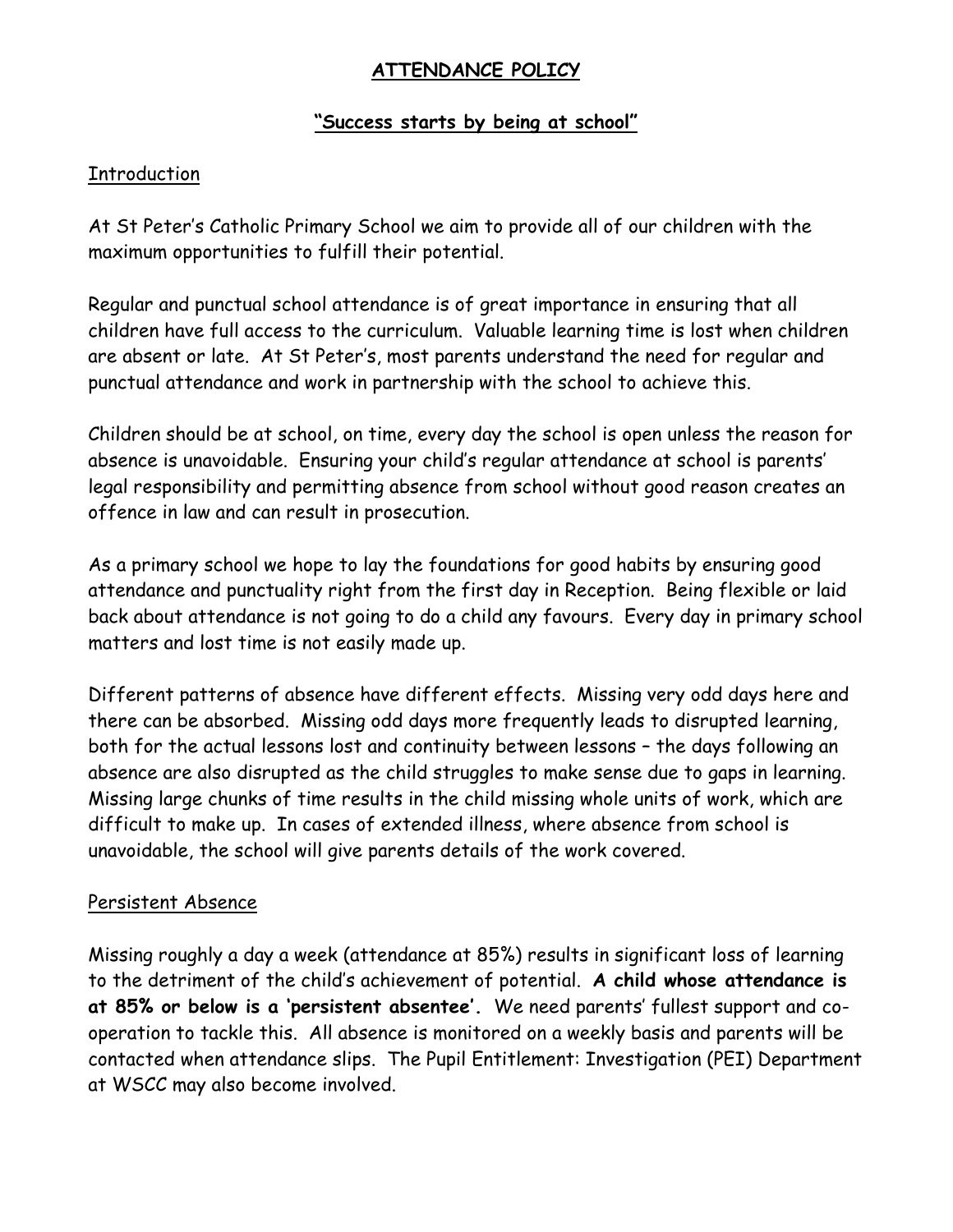# ATTENDANCE POLICY

## "Success starts by being at school"

### Introduction

At St Peter's Catholic Primary School we aim to provide all of our children with the maximum opportunities to fulfill their potential.

Regular and punctual school attendance is of great importance in ensuring that all children have full access to the curriculum. Valuable learning time is lost when children are absent or late. At St Peter's, most parents understand the need for regular and punctual attendance and work in partnership with the school to achieve this.

Children should be at school, on time, every day the school is open unless the reason for absence is unavoidable. Ensuring your child's regular attendance at school is parents' legal responsibility and permitting absence from school without good reason creates an offence in law and can result in prosecution.

As a primary school we hope to lay the foundations for good habits by ensuring good attendance and punctuality right from the first day in Reception. Being flexible or laid back about attendance is not going to do a child any favours. Every day in primary school matters and lost time is not easily made up.

Different patterns of absence have different effects. Missing very odd days here and there can be absorbed. Missing odd days more frequently leads to disrupted learning, both for the actual lessons lost and continuity between lessons – the days following an absence are also disrupted as the child struggles to make sense due to gaps in learning. Missing large chunks of time results in the child missing whole units of work, which are difficult to make up. In cases of extended illness, where absence from school is unavoidable, the school will give parents details of the work covered.

### Persistent Absence

Missing roughly a day a week (attendance at 85%) results in significant loss of learning to the detriment of the child's achievement of potential. **A child whose attendance is at 85% or below is a 'persistent absentee'.** We need parents' fullest support and co-operation to tackle this. All absence is monitored on a weekly basis and parents will be contacted when attendance slips. The Pupil Entitlement: Investigation (PEI) Department at WSCC may also become involved.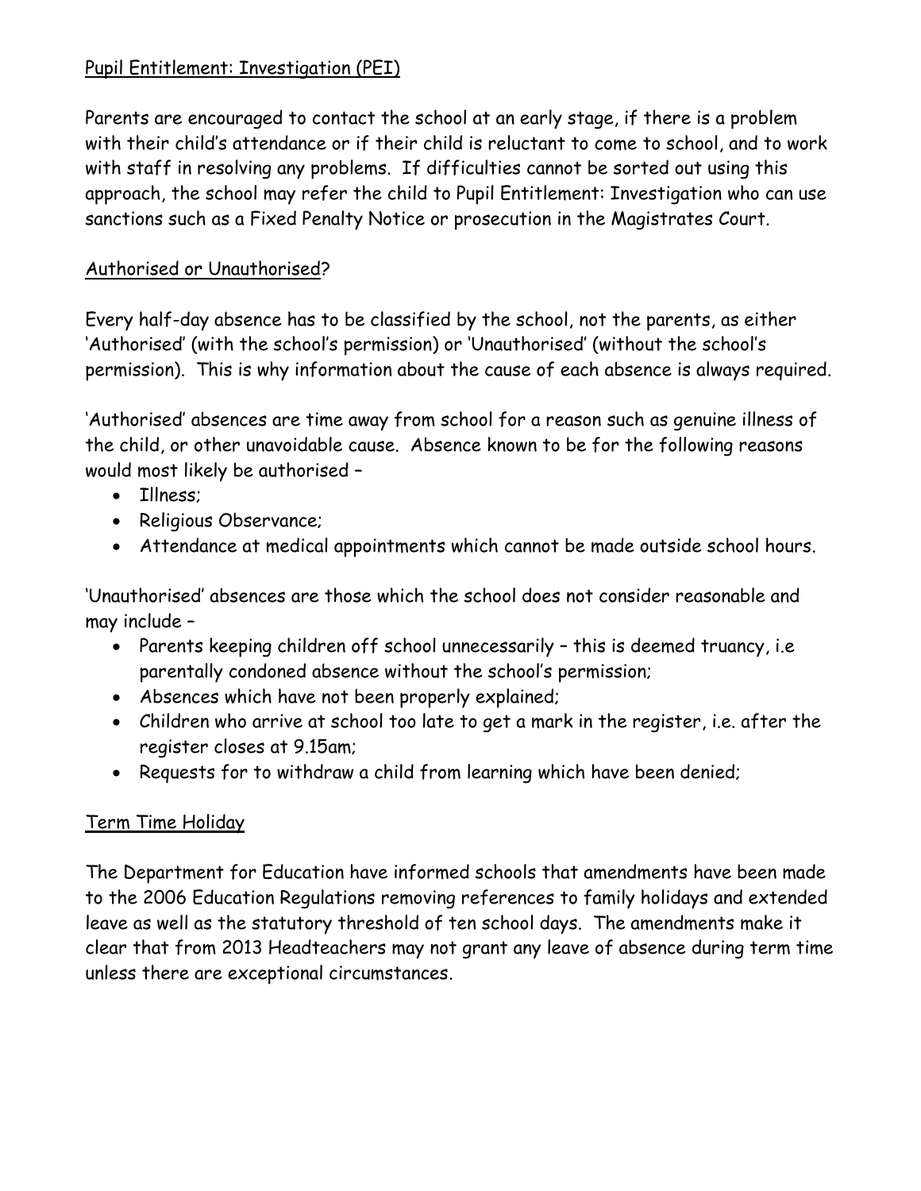## Pupil Entitlement: Investigation (PEI)

Parents are encouraged to contact the school at an early stage, if there is a problem with their child's attendance or if their child is reluctant to come to school, and to work with staff in resolving any problems. If difficulties cannot be sorted out using this approach, the school may refer the child to Pupil Entitlement: Investigation who can use sanctions such as a Fixed Penalty Notice or prosecution in the Magistrates Court.

## Authorised or Unauthorised?

Every half-day absence has to be classified by the school, not the parents, as either 'Authorised' (with the school's permission) or 'Unauthorised' (without the school's permission). This is why information about the cause of each absence is always required.

'Authorised' absences are time away from school for a reason such as genuine illness of the child, or other unavoidable cause. Absence known to be for the following reasons would most likely be authorised –

- Illness;
- Religious Observance;
- Attendance at medical appointments which cannot be made outside school hours.

'Unauthorised' absences are those which the school does not consider reasonable and may include –

- Parents keeping children off school unnecessarily – this is deemed truancy, i.e parentally condoned absence without the school's permission;
- Absences which have not been properly explained;
- Children who arrive at school too late to get a mark in the register, i.e. after the register closes at 9.15am;
- Requests for to withdraw a child from learning which have been denied;

## Term Time Holiday

The Department for Education have informed schools that amendments have been made to the 2006 Education Regulations removing references to family holidays and extended leave as well as the statutory threshold of ten school days. The amendments make it clear that from 2013 Headteachers may not grant any leave of absence during term time unless there are exceptional circumstances.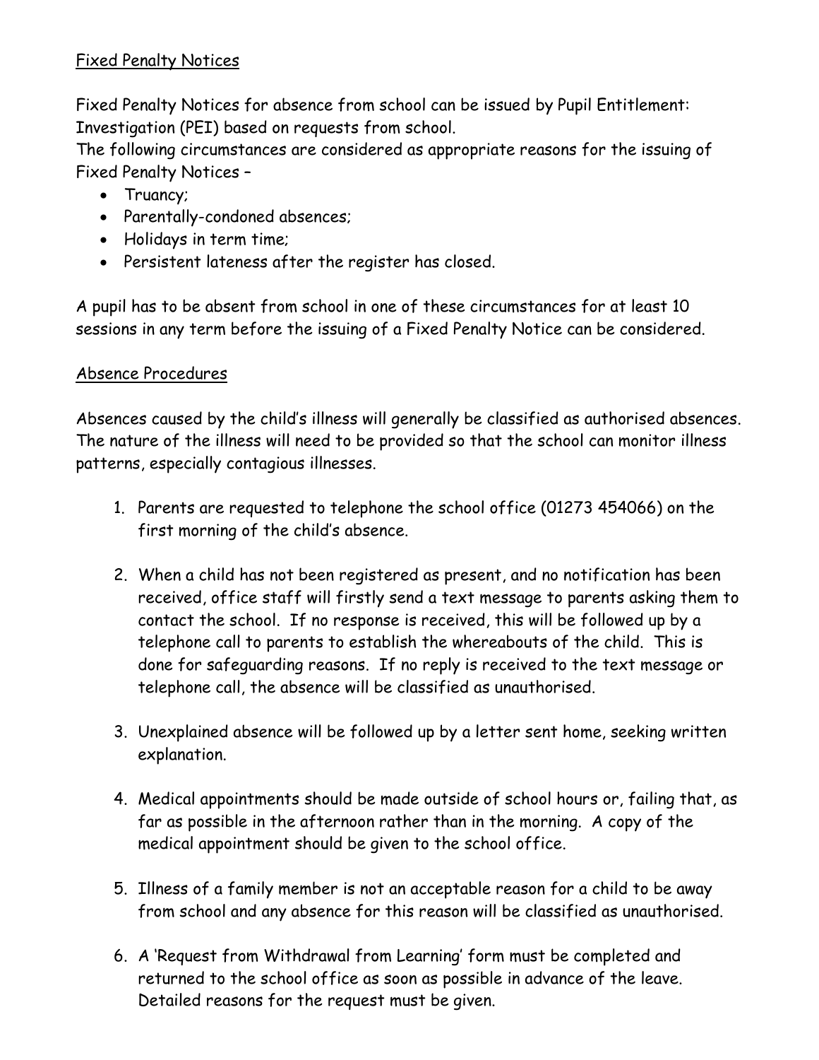## Fixed Penalty Notices

Fixed Penalty Notices for absence from school can be issued by Pupil Entitlement: Investigation (PEI) based on requests from school.
The following circumstances are considered as appropriate reasons for the issuing of Fixed Penalty Notices –

- Truancy;
- Parentally-condoned absences;
- Holidays in term time;
- Persistent lateness after the register has closed.

A pupil has to be absent from school in one of these circumstances for at least 10 sessions in any term before the issuing of a Fixed Penalty Notice can be considered.

## Absence Procedures

Absences caused by the child's illness will generally be classified as authorised absences. The nature of the illness will need to be provided so that the school can monitor illness patterns, especially contagious illnesses.

1. Parents are requested to telephone the school office (01273 454066) on the first morning of the child's absence.

2. When a child has not been registered as present, and no notification has been received, office staff will firstly send a text message to parents asking them to contact the school. If no response is received, this will be followed up by a telephone call to parents to establish the whereabouts of the child. This is done for safeguarding reasons. If no reply is received to the text message or telephone call, the absence will be classified as unauthorised.

3. Unexplained absence will be followed up by a letter sent home, seeking written explanation.

4. Medical appointments should be made outside of school hours or, failing that, as far as possible in the afternoon rather than in the morning. A copy of the medical appointment should be given to the school office.

5. Illness of a family member is not an acceptable reason for a child to be away from school and any absence for this reason will be classified as unauthorised.

6. A 'Request from Withdrawal from Learning' form must be completed and returned to the school office as soon as possible in advance of the leave. Detailed reasons for the request must be given.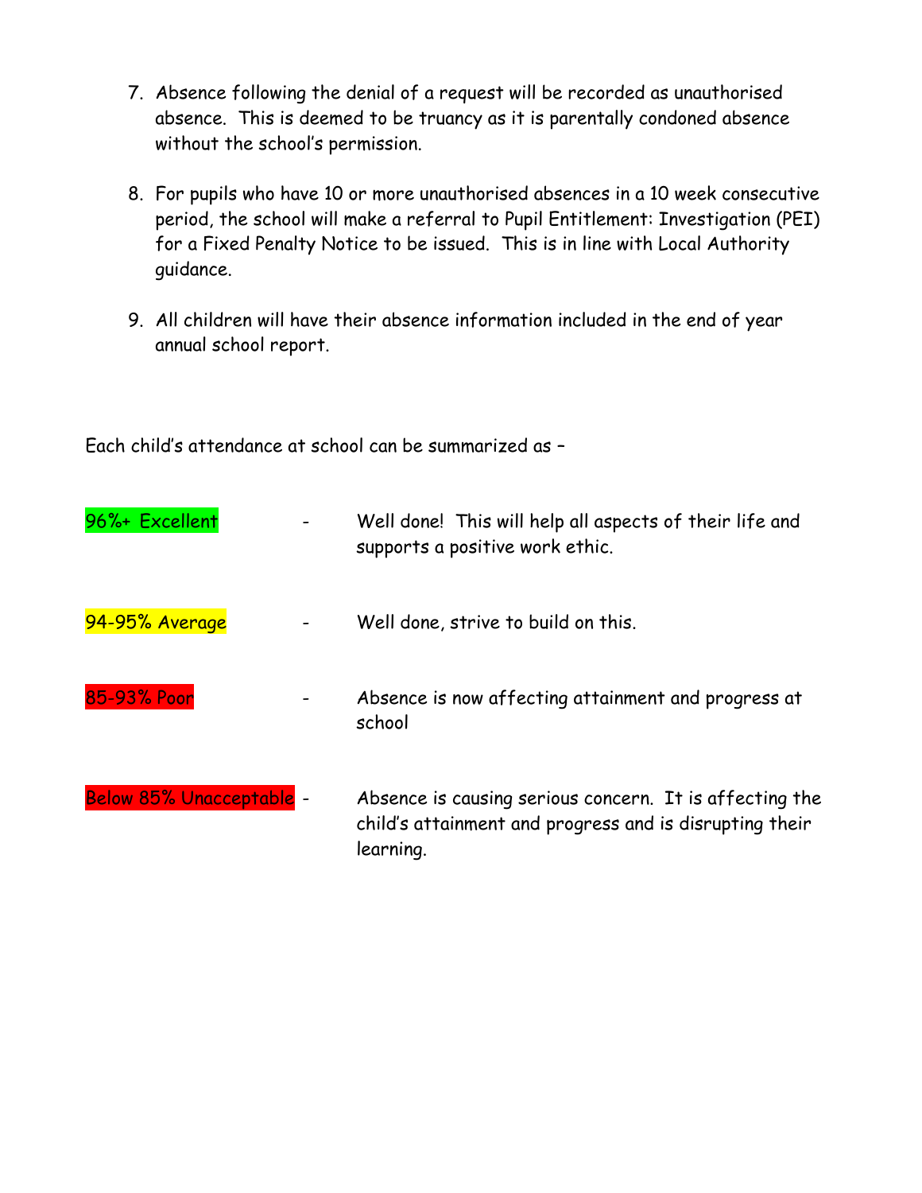7. Absence following the denial of a request will be recorded as unauthorised absence. This is deemed to be truancy as it is parentally condoned absence without the school's permission.

8. For pupils who have 10 or more unauthorised absences in a 10 week consecutive period, the school will make a referral to Pupil Entitlement: Investigation (PEI) for a Fixed Penalty Notice to be issued. This is in line with Local Authority guidance.

9. All children will have their absence information included in the end of year annual school report.

Each child's attendance at school can be summarized as –

| | | |
|---|---|---|
| 96%+ Excellent | - | Well done! This will help all aspects of their life and supports a positive work ethic. |
| 94-95% Average | - | Well done, strive to build on this. |
| 85-93% Poor | - | Absence is now affecting attainment and progress at school |
| Below 85% Unacceptable | - | Absence is causing serious concern. It is affecting the child's attainment and progress and is disrupting their learning. |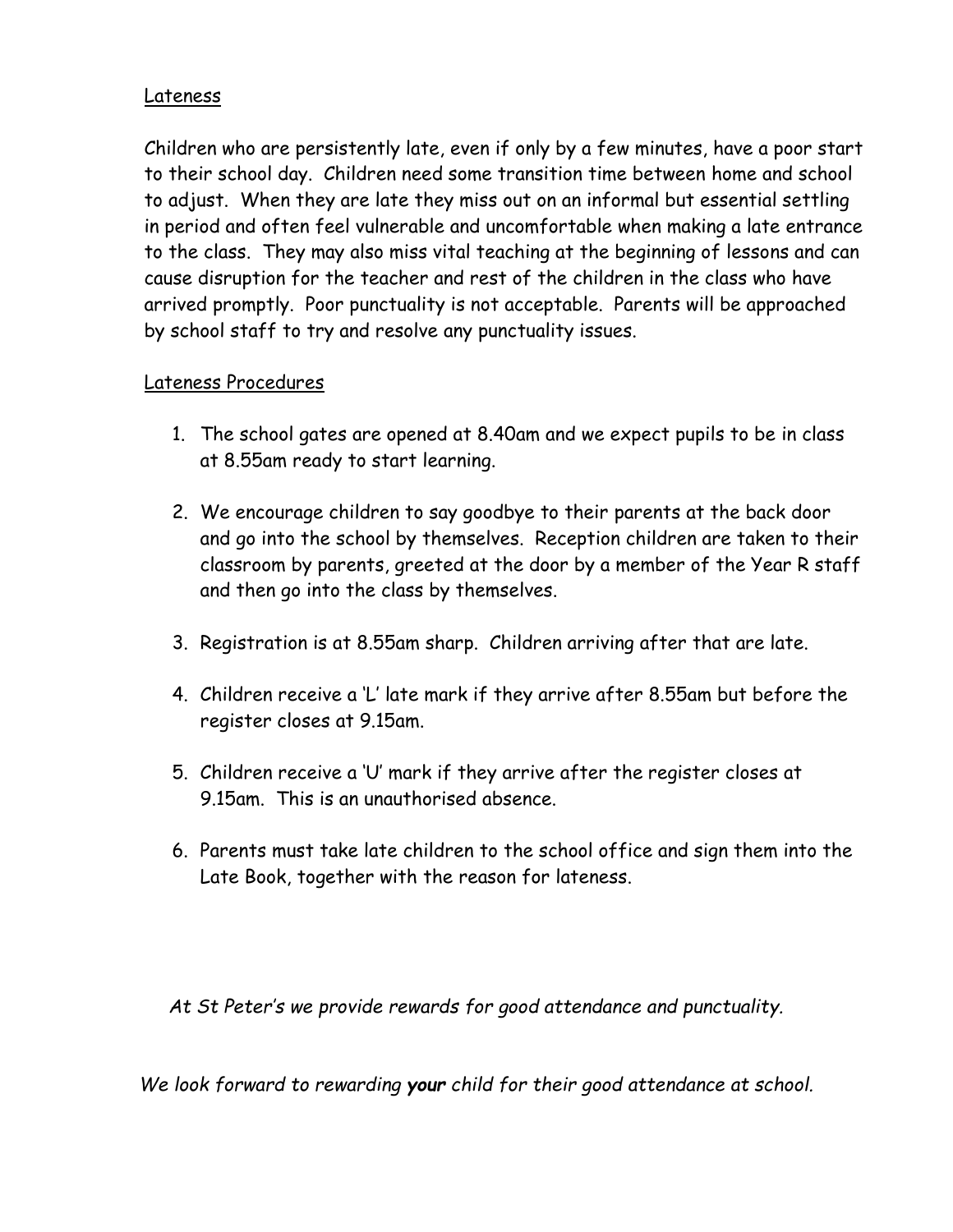## Lateness

Children who are persistently late, even if only by a few minutes, have a poor start to their school day. Children need some transition time between home and school to adjust. When they are late they miss out on an informal but essential settling in period and often feel vulnerable and uncomfortable when making a late entrance to the class. They may also miss vital teaching at the beginning of lessons and can cause disruption for the teacher and rest of the children in the class who have arrived promptly. Poor punctuality is not acceptable. Parents will be approached by school staff to try and resolve any punctuality issues.

## Lateness Procedures

1. The school gates are opened at 8.40am and we expect pupils to be in class at 8.55am ready to start learning.
2. We encourage children to say goodbye to their parents at the back door and go into the school by themselves. Reception children are taken to their classroom by parents, greeted at the door by a member of the Year R staff and then go into the class by themselves.
3. Registration is at 8.55am sharp. Children arriving after that are late.
4. Children receive a 'L' late mark if they arrive after 8.55am but before the register closes at 9.15am.
5. Children receive a 'U' mark if they arrive after the register closes at 9.15am. This is an unauthorised absence.
6. Parents must take late children to the school office and sign them into the Late Book, together with the reason for lateness.

*At St Peter's we provide rewards for good attendance and punctuality.*

*We look forward to rewarding **your** child for their good attendance at school.*